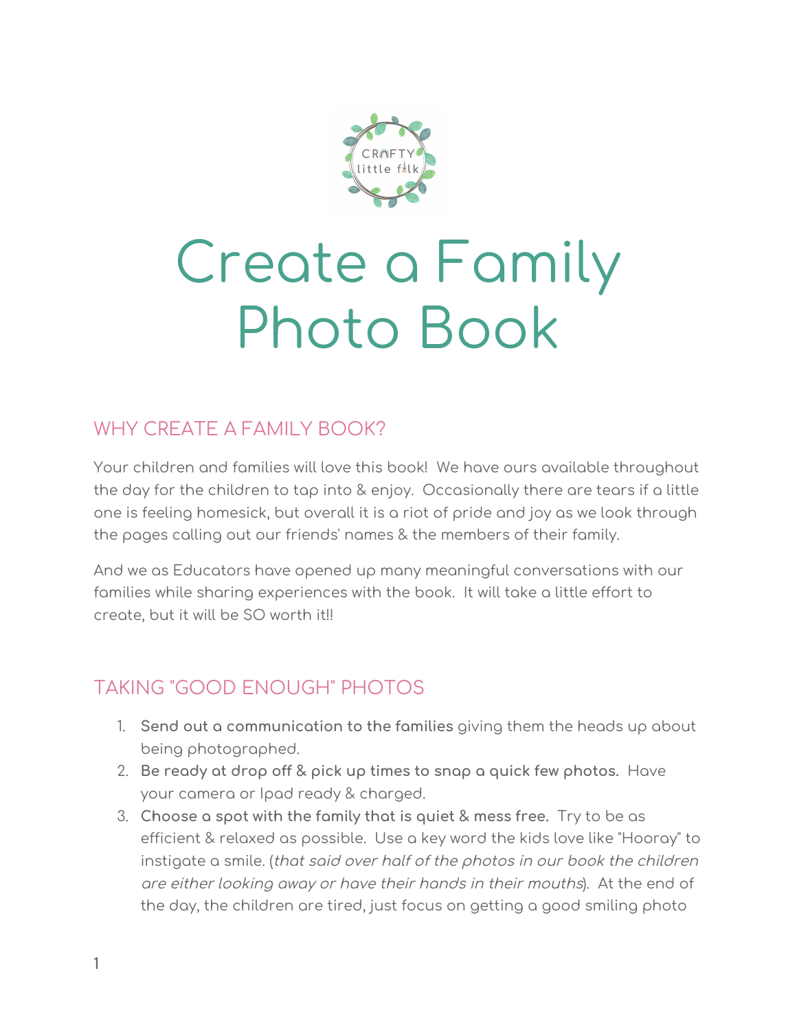# Create a Family Photo Book

## WHY CREATE A FAMILY BOOK?

Your children and families will love this book! We have ours available throughout the day for the children to tap into & enjoy. Occasionally there are tears if a little one is feeling homesick, but overall it is a riot of pride and joy as we look through the pages calling out our friends' names & the members of their family.

And we as Educators have opened up many meaningful conversations with our families while sharing experiences with the book. It will take a little effort to create, but it will be SO worth it!!

## TAKING "GOOD ENOUGH" PHOTOS

1. **Send out a communication to the families** giving them the heads up about being photographed.
2. **Be ready at drop off & pick up times to snap a quick few photos.** Have your camera or Ipad ready & charged.
3. **Choose a spot with the family that is quiet & mess free.** Try to be as efficient & relaxed as possible. Use a key word the kids love like "Hooray" to instigate a smile. (*that said over half of the photos in our book the children are either looking away or have their hands in their mouths*). At the end of the day, the children are tired, just focus on getting a good smiling photo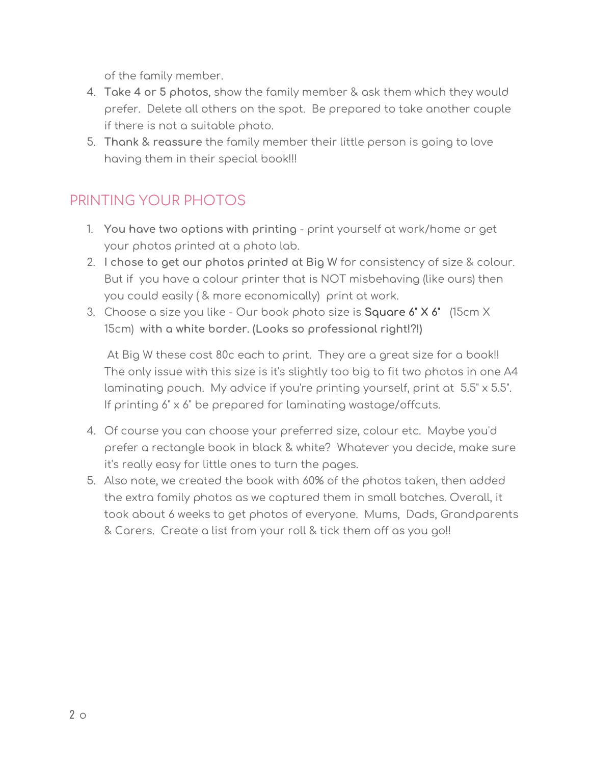of the family member.

4. **Take 4 or 5 photos**, show the family member & ask them which they would prefer. Delete all others on the spot. Be prepared to take another couple if there is not a suitable photo.
5. **Thank & reassure** the family member their little person is going to love having them in their special book!!!

## PRINTING YOUR PHOTOS

1. **You have two options with printing** - print yourself at work/home or get your photos printed at a photo lab.
2. **I chose to get our photos printed at Big** W for consistency of size & colour. But if you have a colour printer that is NOT misbehaving (like ours) then you could easily ( & more economically) print at work.
3. Choose a size you like - Our book photo size is **Square 6" X 6"** (15cm X 15cm) **with a white border. (Looks so professional right!?!)**

   At Big W these cost 80c each to print. They are a great size for a book!! The only issue with this size is it's slightly too big to fit two photos in one A4 laminating pouch. My advice if you're printing yourself, print at 5.5" x 5.5". If printing 6" x 6" be prepared for laminating wastage/offcuts.

4. Of course you can choose your preferred size, colour etc. Maybe you'd prefer a rectangle book in black & white? Whatever you decide, make sure it's really easy for little ones to turn the pages.
5. Also note, we created the book with 60% of the photos taken, then added the extra family photos as we captured them in small batches. Overall, it took about 6 weeks to get photos of everyone. Mums, Dads, Grandparents & Carers. Create a list from your roll & tick them off as you go!!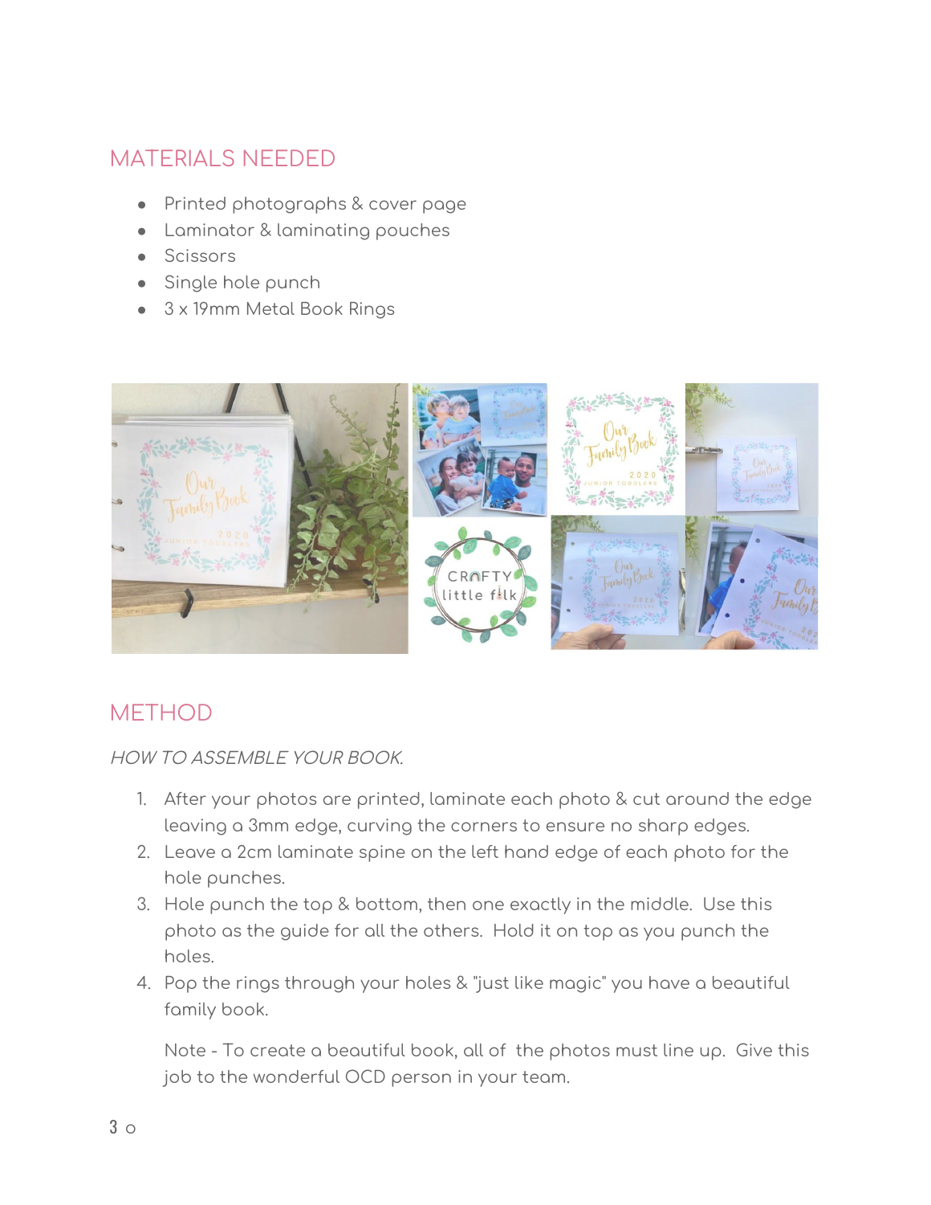## MATERIALS NEEDED

- Printed photographs & cover page
- Laminator & laminating pouches
- Scissors
- Single hole punch
- 3 x 19mm Metal Book Rings

## METHOD

*HOW TO ASSEMBLE YOUR BOOK.*

1. After your photos are printed, laminate each photo & cut around the edge leaving a 3mm edge, curving the corners to ensure no sharp edges.
2. Leave a 2cm laminate spine on the left hand edge of each photo for the hole punches.
3. Hole punch the top & bottom, then one exactly in the middle. Use this photo as the guide for all the others. Hold it on top as you punch the holes.
4. Pop the rings through your holes & "just like magic" you have a beautiful family book.

   Note - To create a beautiful book, all of the photos must line up. Give this job to the wonderful OCD person in your team.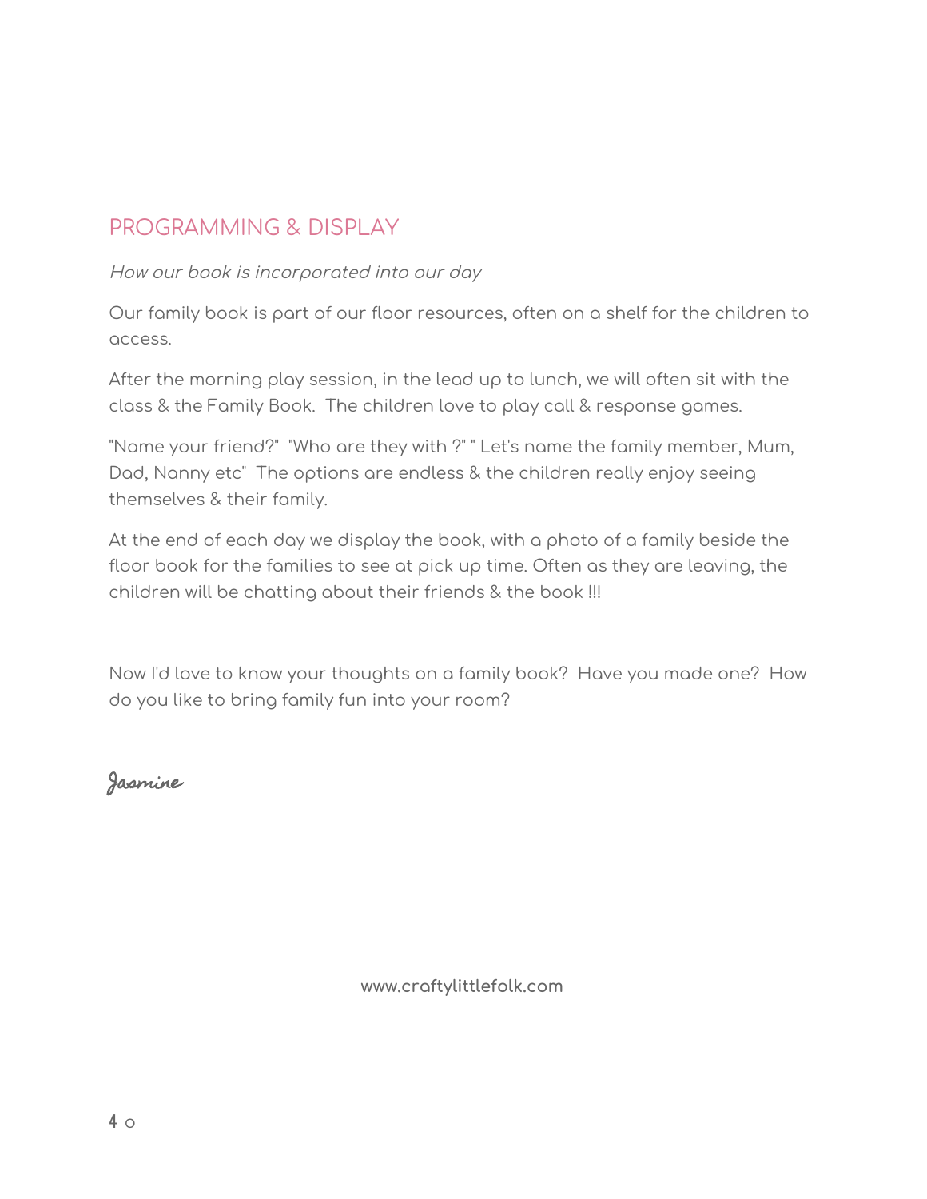## PROGRAMMING & DISPLAY

*How our book is incorporated into our day*

Our family book is part of our floor resources, often on a shelf for the children to access.

After the morning play session, in the lead up to lunch, we will often sit with the class & the Family Book. The children love to play call & response games.

"Name your friend?" "Who are they with ?" " Let's name the family member, Mum, Dad, Nanny etc" The options are endless & the children really enjoy seeing themselves & their family.

At the end of each day we display the book, with a photo of a family beside the floor book for the families to see at pick up time. Often as they are leaving, the children will be chatting about their friends & the book !!!

Now I'd love to know your thoughts on a family book? Have you made one? How do you like to bring family fun into your room?

*Jasmine*

**www.craftylittlefolk.com**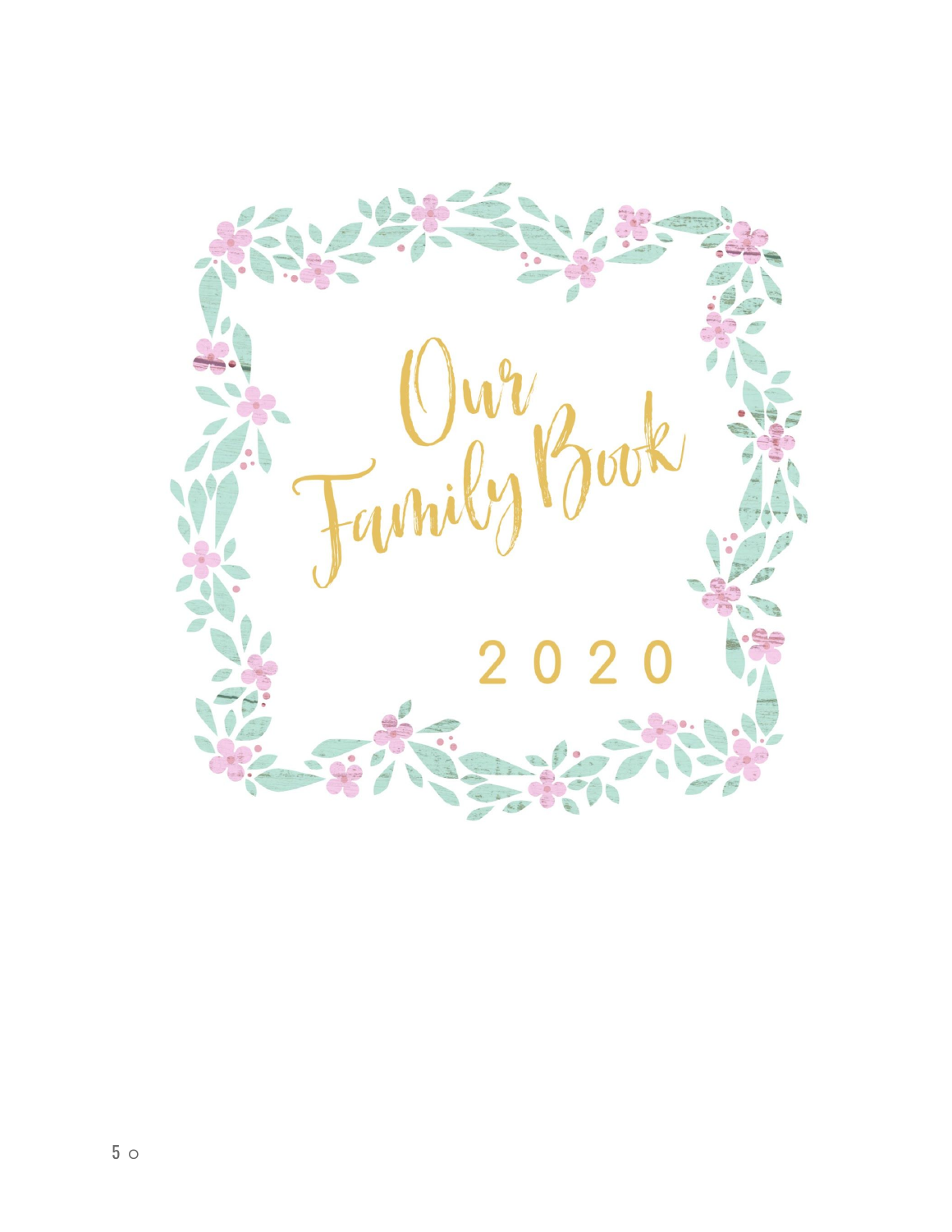# Our Family Book

2020